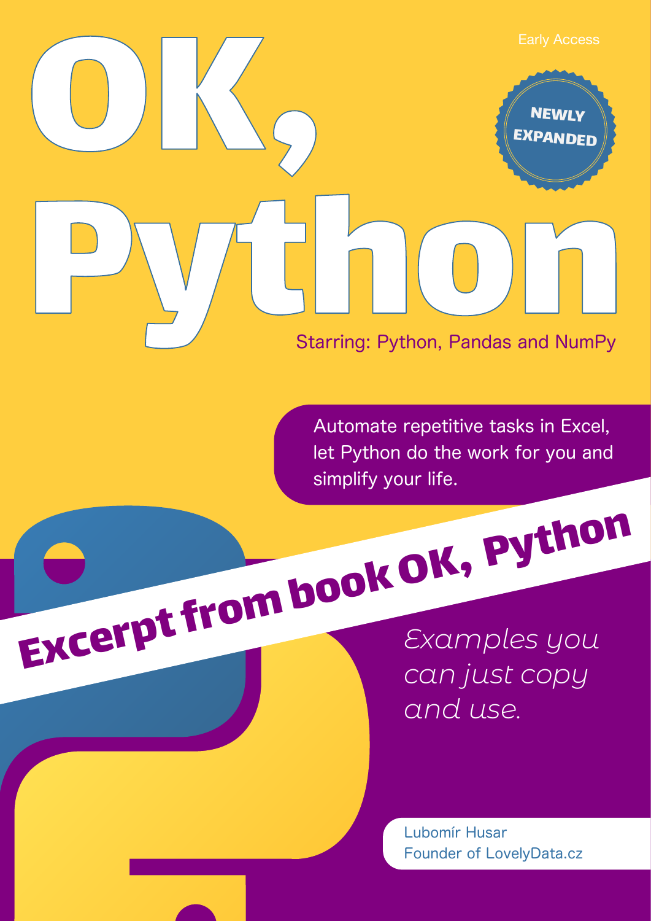Early Access

# OK, Python

**NEWLY EXPANDED**

Starring: Python, Pandas and NumPy

Automate repetitive tasks in Excel, let Python do the work for you and simplify your life.

**Excerpt from book OK, Python**

*Examples you can just copy and use.*

Lubomír Husar
Founder of LovelyData.cz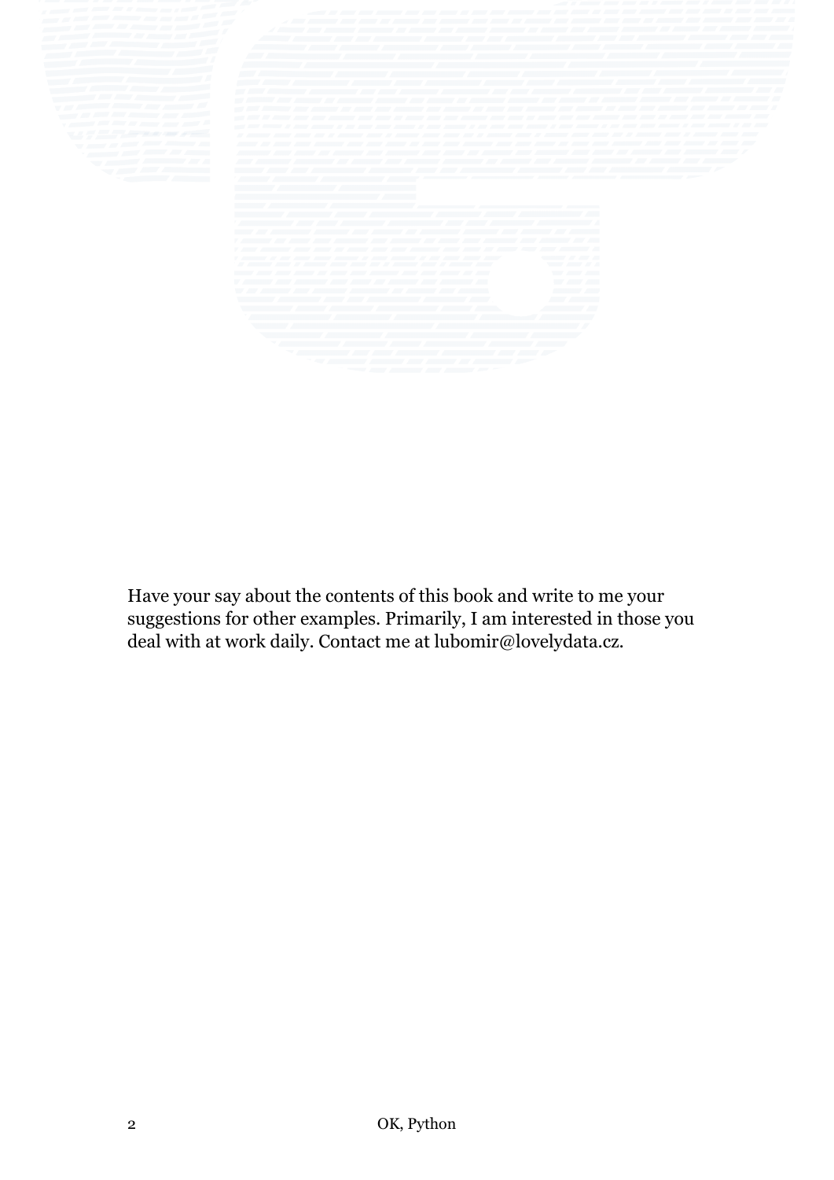Have your say about the contents of this book and write to me your suggestions for other examples. Primarily, I am interested in those you deal with at work daily. Contact me at lubomir@lovelydata.cz.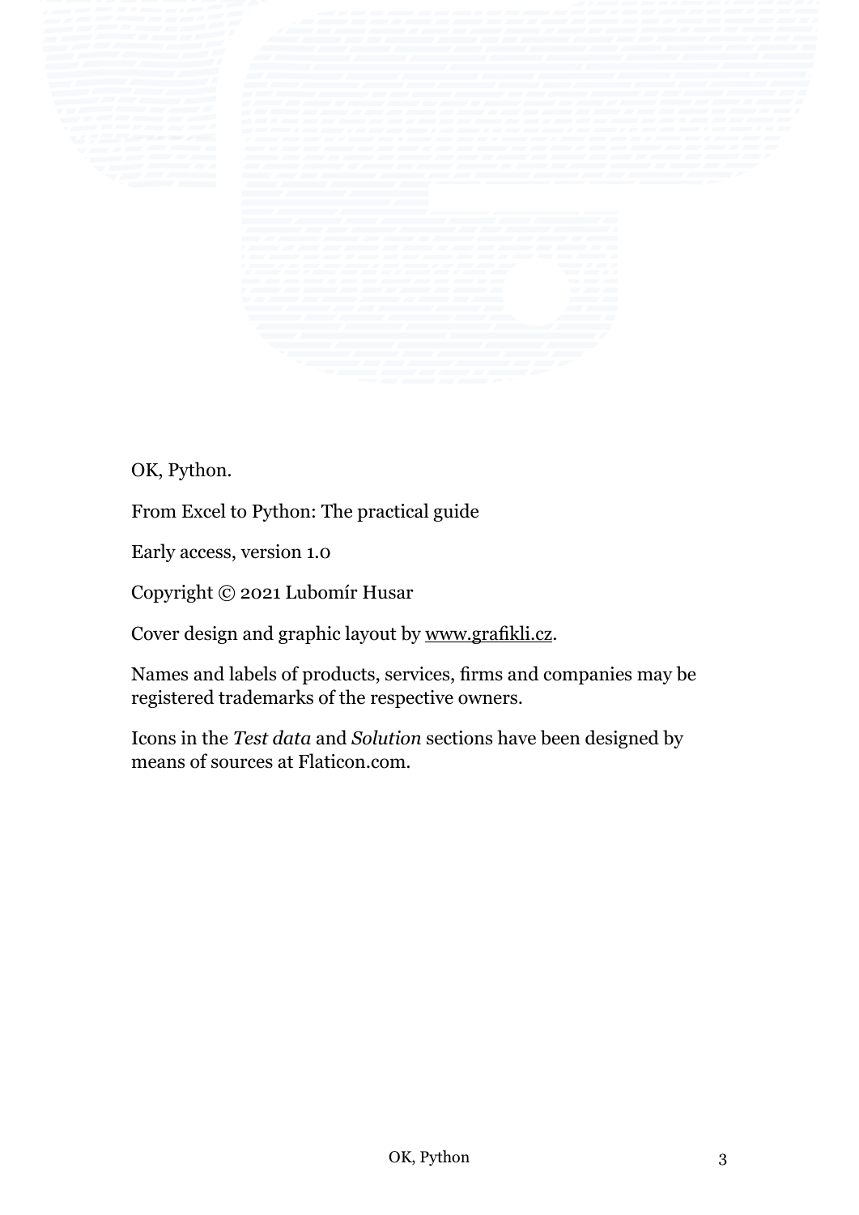OK, Python.

From Excel to Python: The practical guide

Early access, version 1.0

Copyright © 2021 Lubomír Husar

Cover design and graphic layout by www.grafikli.cz.

Names and labels of products, services, firms and companies may be registered trademarks of the respective owners.

Icons in the *Test data* and *Solution* sections have been designed by means of sources at Flaticon.com.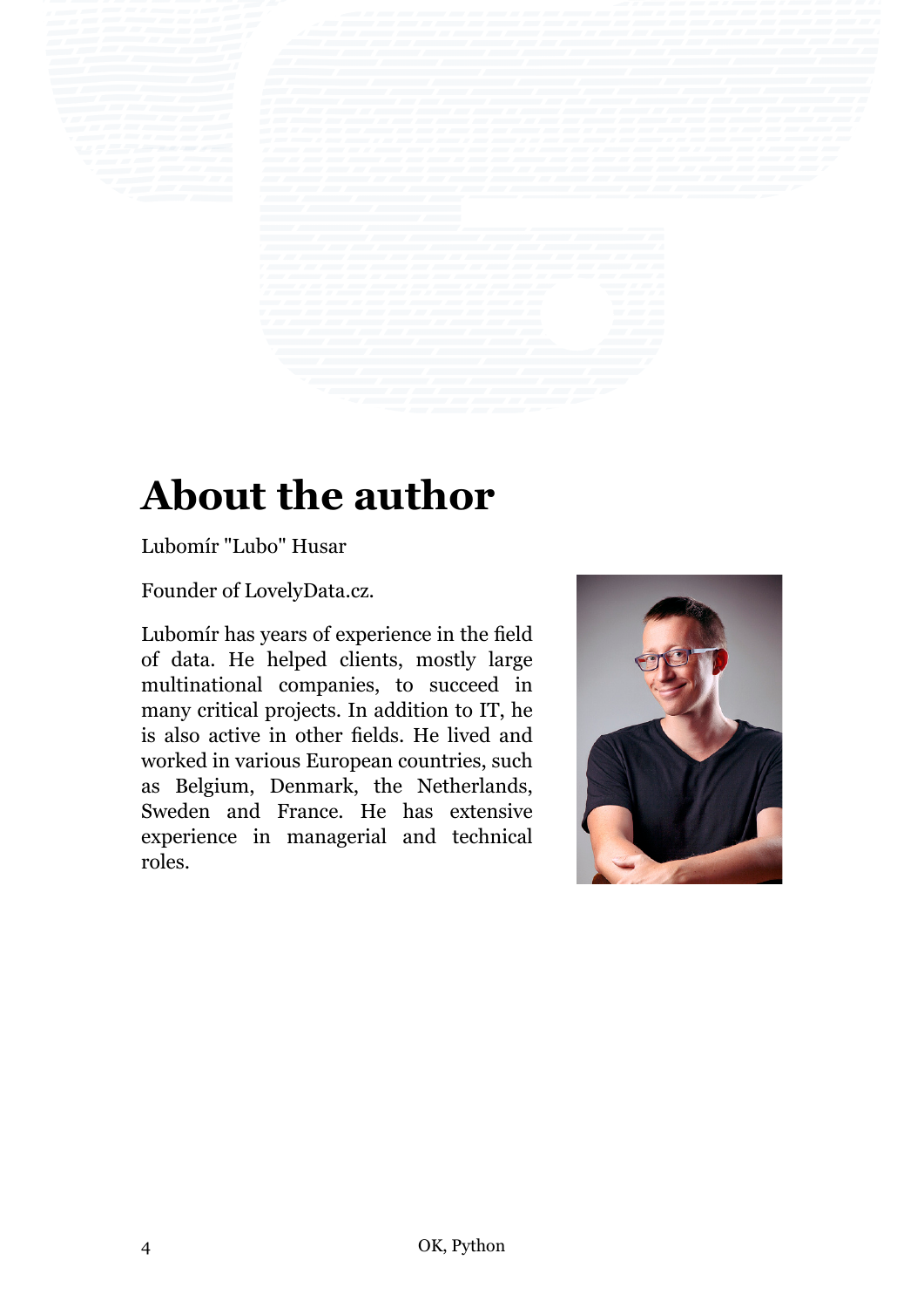# About the author

Lubomír "Lubo" Husar

Founder of LovelyData.cz.

Lubomír has years of experience in the field of data. He helped clients, mostly large multinational companies, to succeed in many critical projects. In addition to IT, he is also active in other fields. He lived and worked in various European countries, such as Belgium, Denmark, the Netherlands, Sweden and France. He has extensive experience in managerial and technical roles.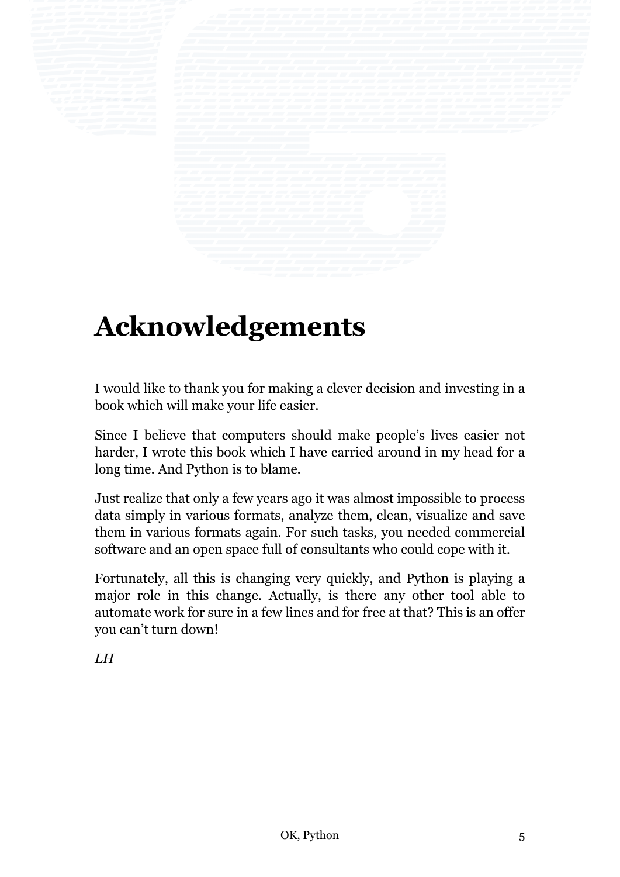# Acknowledgements

I would like to thank you for making a clever decision and investing in a book which will make your life easier.

Since I believe that computers should make people's lives easier not harder, I wrote this book which I have carried around in my head for a long time. And Python is to blame.

Just realize that only a few years ago it was almost impossible to process data simply in various formats, analyze them, clean, visualize and save them in various formats again. For such tasks, you needed commercial software and an open space full of consultants who could cope with it.

Fortunately, all this is changing very quickly, and Python is playing a major role in this change. Actually, is there any other tool able to automate work for sure in a few lines and for free at that? This is an offer you can't turn down!

*LH*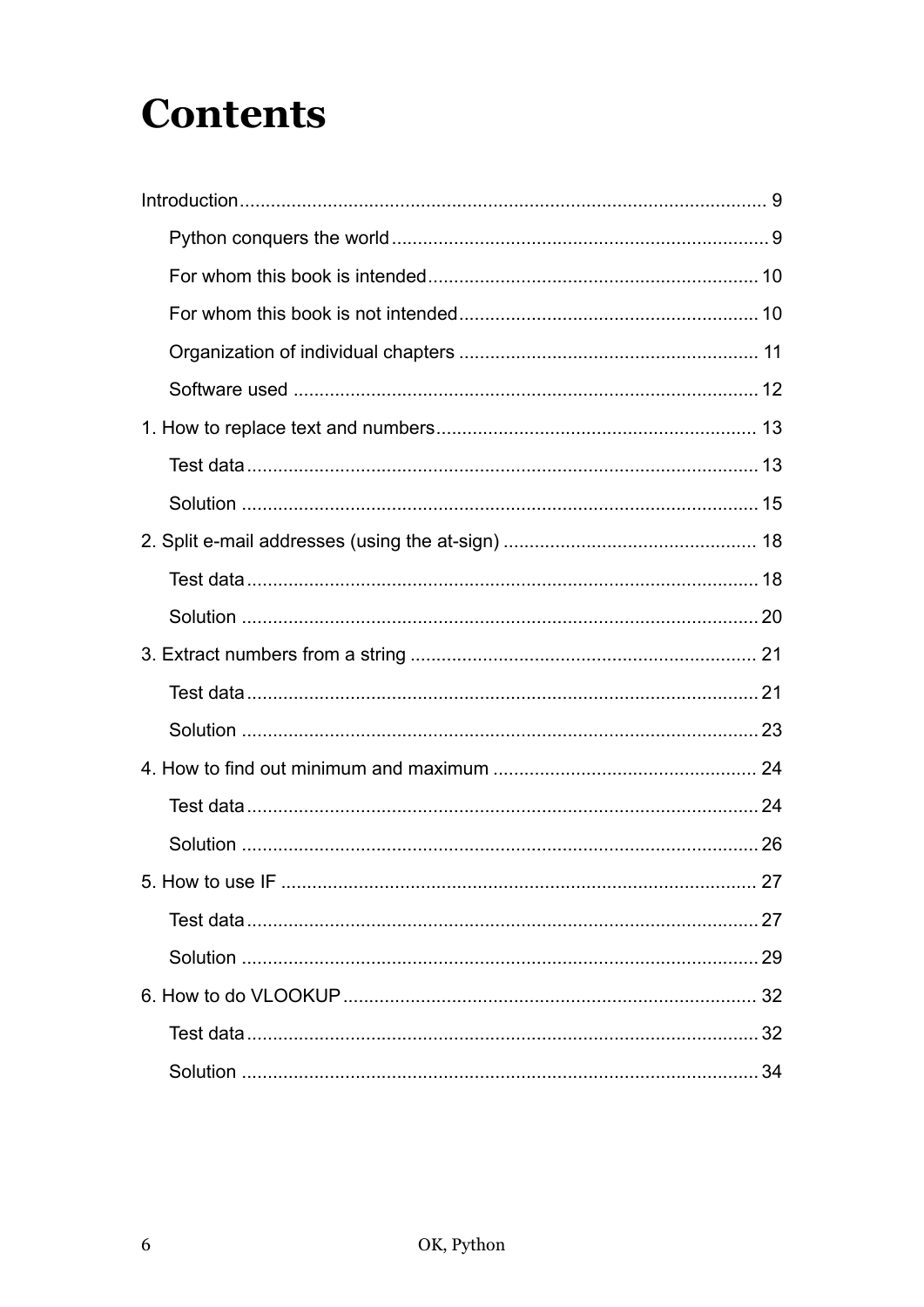# Contents

- Introduction ..... 9
  - Python conquers the world ..... 9
  - For whom this book is intended ..... 10
  - For whom this book is not intended ..... 10
  - Organization of individual chapters ..... 11
  - Software used ..... 12
- 1. How to replace text and numbers ..... 13
  - Test data ..... 13
  - Solution ..... 15
- 2. Split e-mail addresses (using the at-sign) ..... 18
  - Test data ..... 18
  - Solution ..... 20
- 3. Extract numbers from a string ..... 21
  - Test data ..... 21
  - Solution ..... 23
- 4. How to find out minimum and maximum ..... 24
  - Test data ..... 24
  - Solution ..... 26
- 5. How to use IF ..... 27
  - Test data ..... 27
  - Solution ..... 29
- 6. How to do VLOOKUP ..... 32
  - Test data ..... 32
  - Solution ..... 34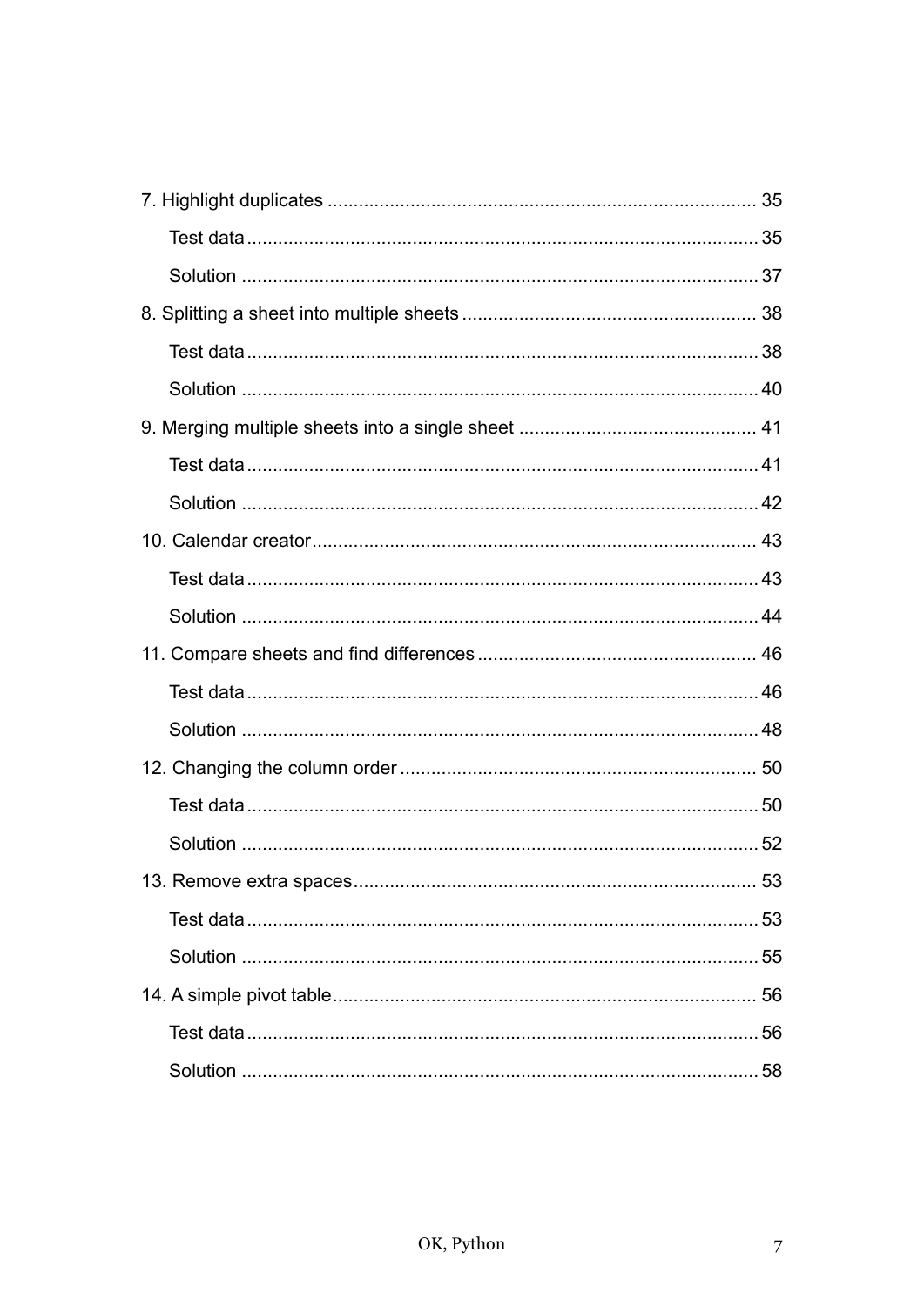7. Highlight duplicates ........................................................................................ 35
    - Test data ........................................................................................ 35
    - Solution ........................................................................................ 37

8. Splitting a sheet into multiple sheets ........................................................................................ 38
    - Test data ........................................................................................ 38
    - Solution ........................................................................................ 40

9. Merging multiple sheets into a single sheet ........................................................................................ 41
    - Test data ........................................................................................ 41
    - Solution ........................................................................................ 42

10. Calendar creator ........................................................................................ 43
    - Test data ........................................................................................ 43
    - Solution ........................................................................................ 44

11. Compare sheets and find differences ........................................................................................ 46
    - Test data ........................................................................................ 46
    - Solution ........................................................................................ 48

12. Changing the column order ........................................................................................ 50
    - Test data ........................................................................................ 50
    - Solution ........................................................................................ 52

13. Remove extra spaces ........................................................................................ 53
    - Test data ........................................................................................ 53
    - Solution ........................................................................................ 55

14. A simple pivot table ........................................................................................ 56
    - Test data ........................................................................................ 56
    - Solution ........................................................................................ 58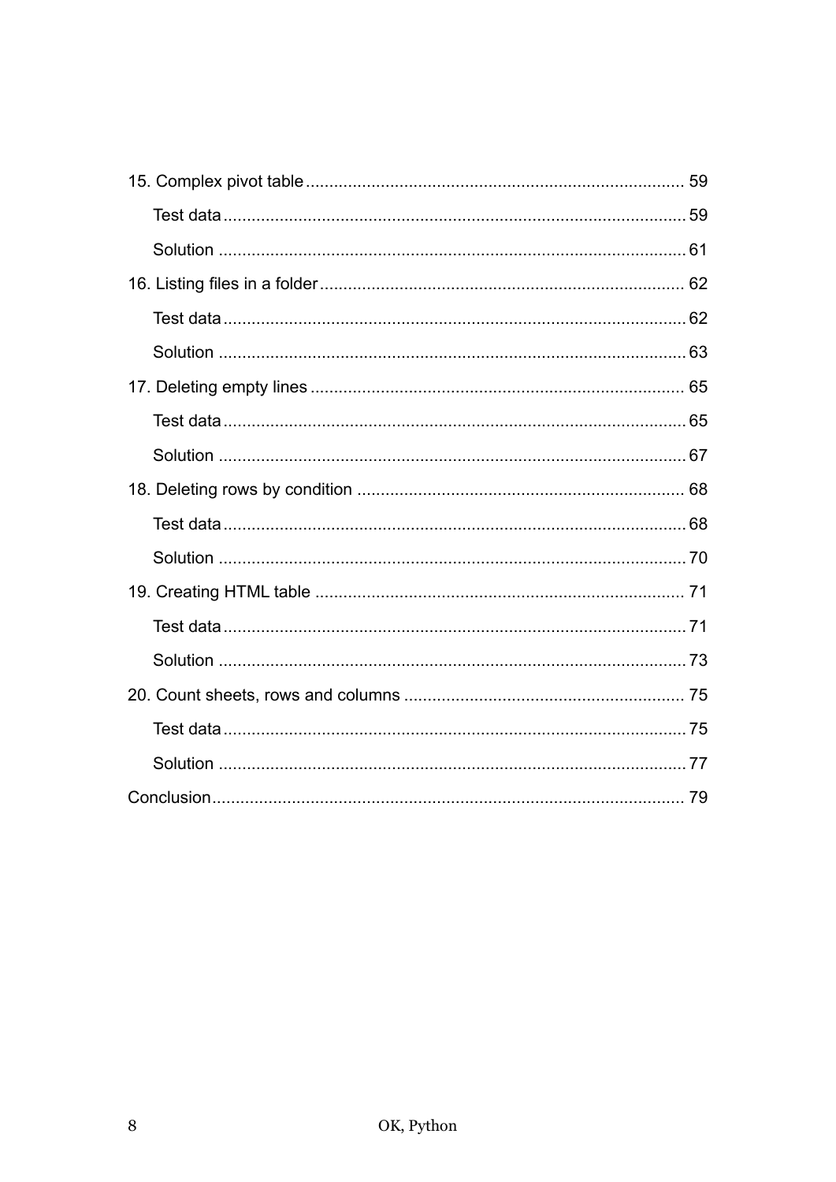15. Complex pivot table ........................................................................ 59

    Test data ........................................................................................ 59

    Solution .......................................................................................... 61

16. Listing files in a folder ..................................................................... 62

    Test data ........................................................................................ 62

    Solution .......................................................................................... 63

17. Deleting empty lines ......................................................................... 65

    Test data ........................................................................................ 65

    Solution .......................................................................................... 67

18. Deleting rows by condition ............................................................... 68

    Test data ........................................................................................ 68

    Solution .......................................................................................... 70

19. Creating HTML table ........................................................................ 71

    Test data ........................................................................................ 71

    Solution .......................................................................................... 73

20. Count sheets, rows and columns ..................................................... 75

    Test data ........................................................................................ 75

    Solution .......................................................................................... 77

Conclusion .............................................................................................. 79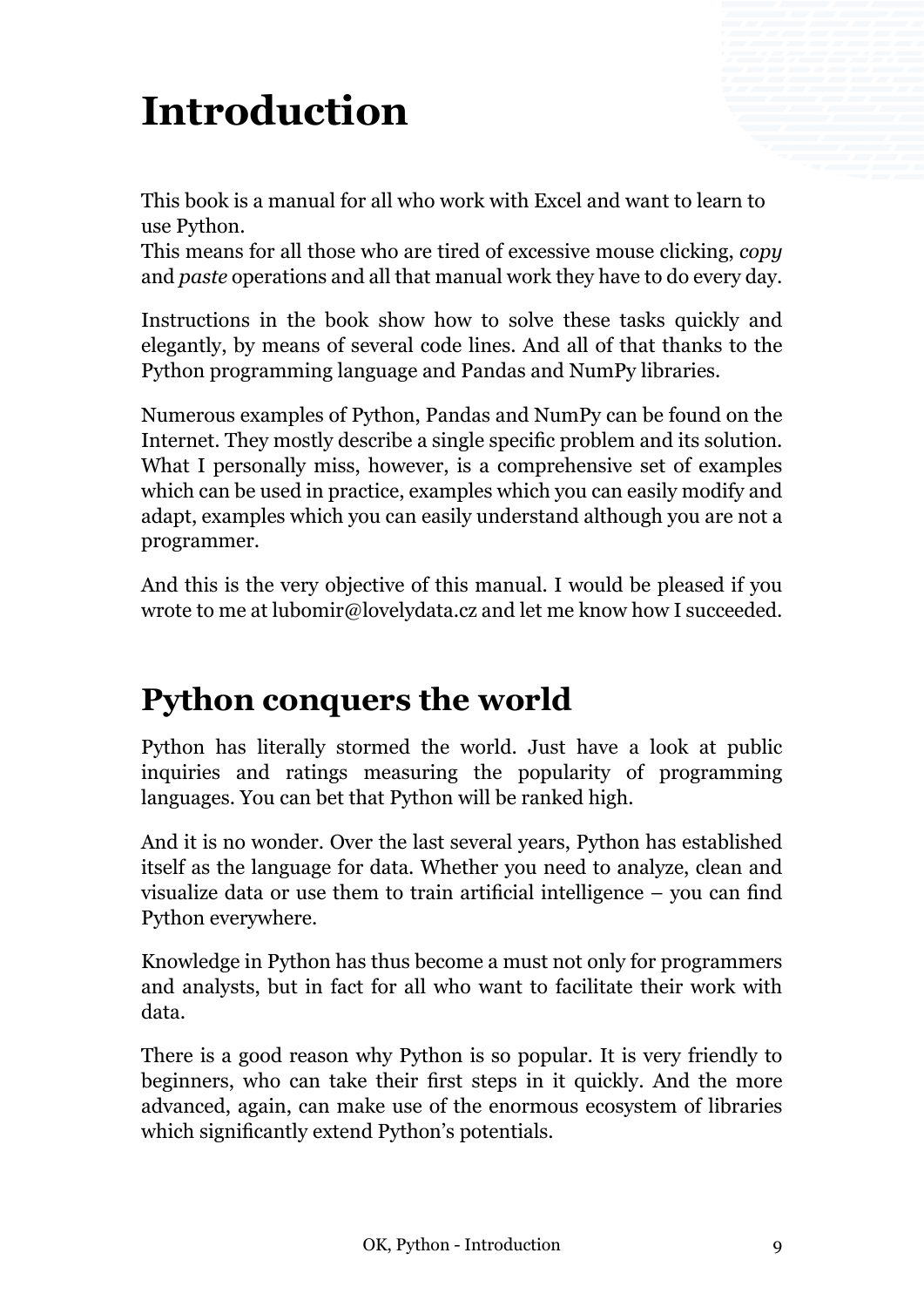# Introduction

This book is a manual for all who work with Excel and want to learn to use Python.
This means for all those who are tired of excessive mouse clicking, *copy* and *paste* operations and all that manual work they have to do every day.

Instructions in the book show how to solve these tasks quickly and elegantly, by means of several code lines. And all of that thanks to the Python programming language and Pandas and NumPy libraries.

Numerous examples of Python, Pandas and NumPy can be found on the Internet. They mostly describe a single specific problem and its solution. What I personally miss, however, is a comprehensive set of examples which can be used in practice, examples which you can easily modify and adapt, examples which you can easily understand although you are not a programmer.

And this is the very objective of this manual. I would be pleased if you wrote to me at lubomir@lovelydata.cz and let me know how I succeeded.

## Python conquers the world

Python has literally stormed the world. Just have a look at public inquiries and ratings measuring the popularity of programming languages. You can bet that Python will be ranked high.

And it is no wonder. Over the last several years, Python has established itself as the language for data. Whether you need to analyze, clean and visualize data or use them to train artificial intelligence – you can find Python everywhere.

Knowledge in Python has thus become a must not only for programmers and analysts, but in fact for all who want to facilitate their work with data.

There is a good reason why Python is so popular. It is very friendly to beginners, who can take their first steps in it quickly. And the more advanced, again, can make use of the enormous ecosystem of libraries which significantly extend Python's potentials.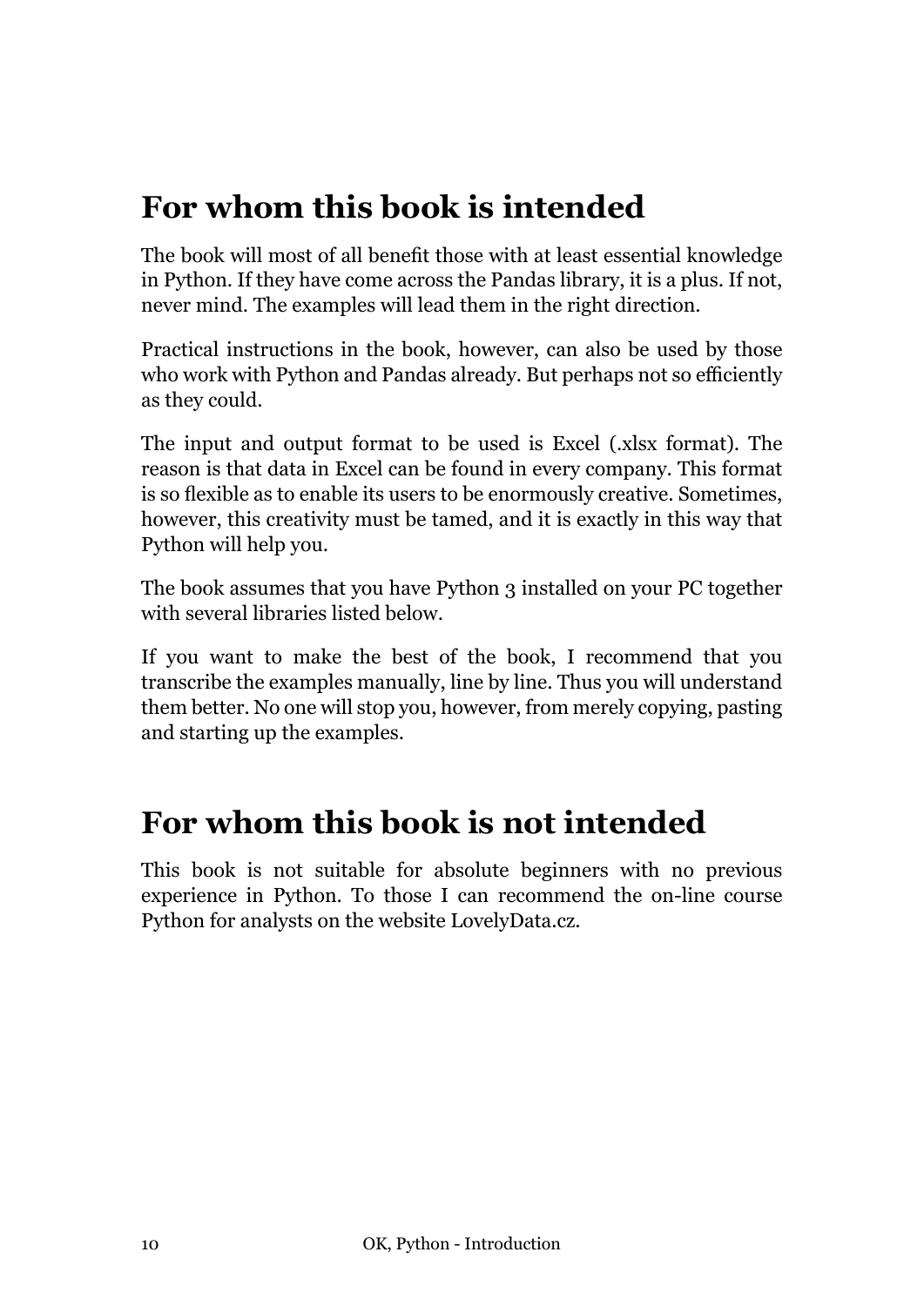# For whom this book is intended

The book will most of all benefit those with at least essential knowledge in Python. If they have come across the Pandas library, it is a plus. If not, never mind. The examples will lead them in the right direction.

Practical instructions in the book, however, can also be used by those who work with Python and Pandas already. But perhaps not so efficiently as they could.

The input and output format to be used is Excel (.xlsx format). The reason is that data in Excel can be found in every company. This format is so flexible as to enable its users to be enormously creative. Sometimes, however, this creativity must be tamed, and it is exactly in this way that Python will help you.

The book assumes that you have Python 3 installed on your PC together with several libraries listed below.

If you want to make the best of the book, I recommend that you transcribe the examples manually, line by line. Thus you will understand them better. No one will stop you, however, from merely copying, pasting and starting up the examples.

# For whom this book is not intended

This book is not suitable for absolute beginners with no previous experience in Python. To those I can recommend the on-line course Python for analysts on the website LovelyData.cz.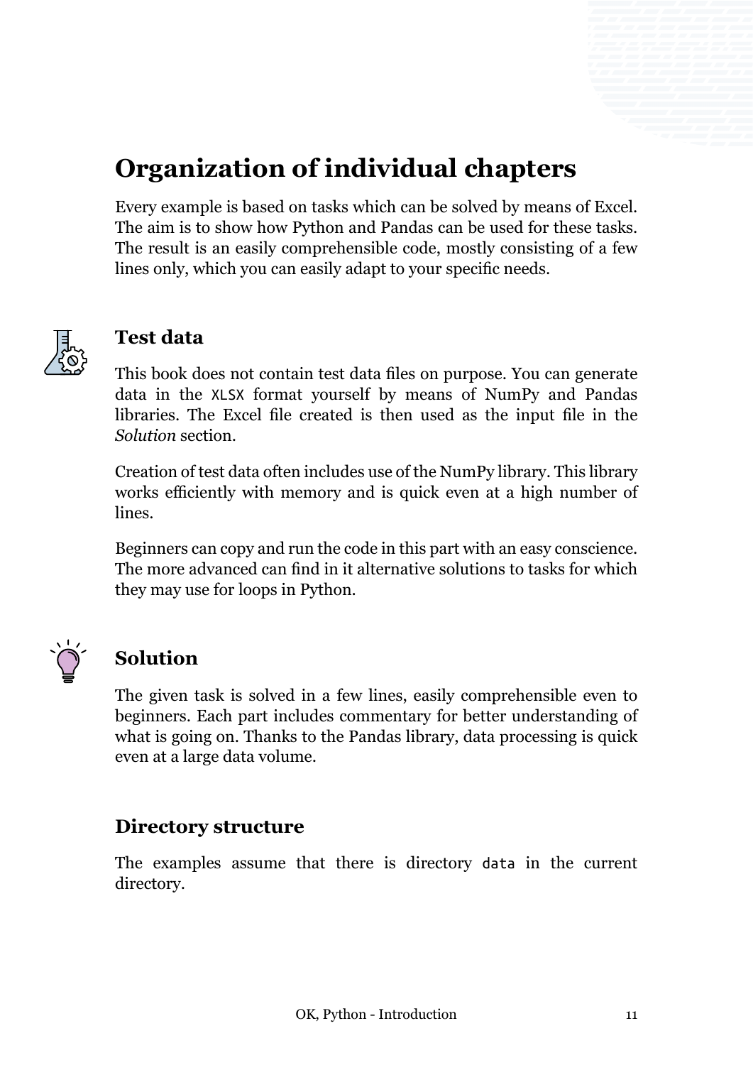# Organization of individual chapters

Every example is based on tasks which can be solved by means of Excel. The aim is to show how Python and Pandas can be used for these tasks. The result is an easily comprehensible code, mostly consisting of a few lines only, which you can easily adapt to your specific needs.

## Test data

This book does not contain test data files on purpose. You can generate data in the `XLSX` format yourself by means of NumPy and Pandas libraries. The Excel file created is then used as the input file in the *Solution* section.

Creation of test data often includes use of the NumPy library. This library works efficiently with memory and is quick even at a high number of lines.

Beginners can copy and run the code in this part with an easy conscience. The more advanced can find in it alternative solutions to tasks for which they may use for loops in Python.

## Solution

The given task is solved in a few lines, easily comprehensible even to beginners. Each part includes commentary for better understanding of what is going on. Thanks to the Pandas library, data processing is quick even at a large data volume.

## Directory structure

The examples assume that there is directory `data` in the current directory.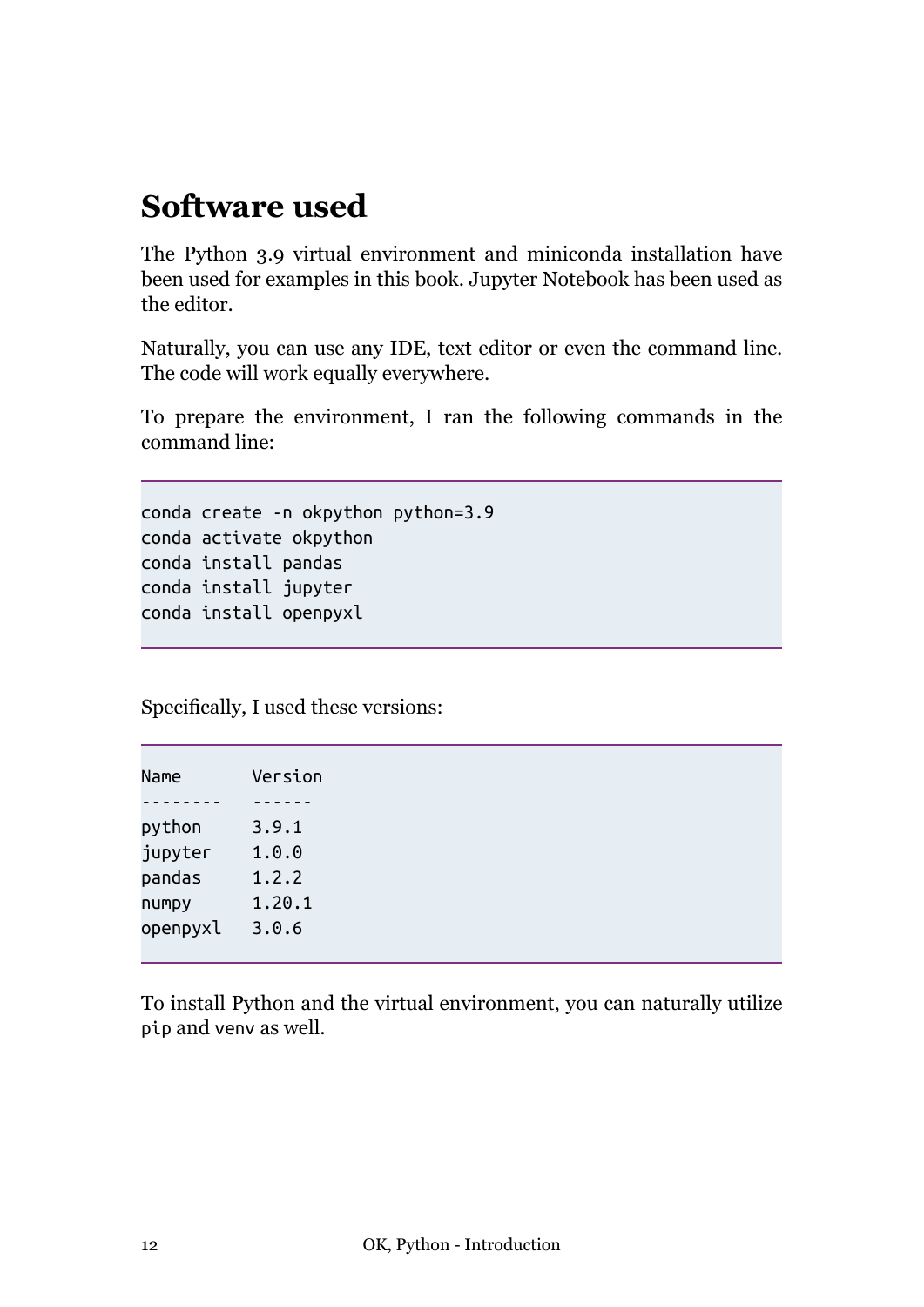# Software used

The Python 3.9 virtual environment and miniconda installation have been used for examples in this book. Jupyter Notebook has been used as the editor.

Naturally, you can use any IDE, text editor or even the command line. The code will work equally everywhere.

To prepare the environment, I ran the following commands in the command line:

```
conda create -n okpython python=3.9
conda activate okpython
conda install pandas
conda install jupyter
conda install openpyxl
```

Specifically, I used these versions:

```
Name       Version
--------   ------
python     3.9.1
jupyter    1.0.0
pandas     1.2.2
numpy      1.20.1
openpyxl   3.0.6
```

To install Python and the virtual environment, you can naturally utilize `pip` and `venv` as well.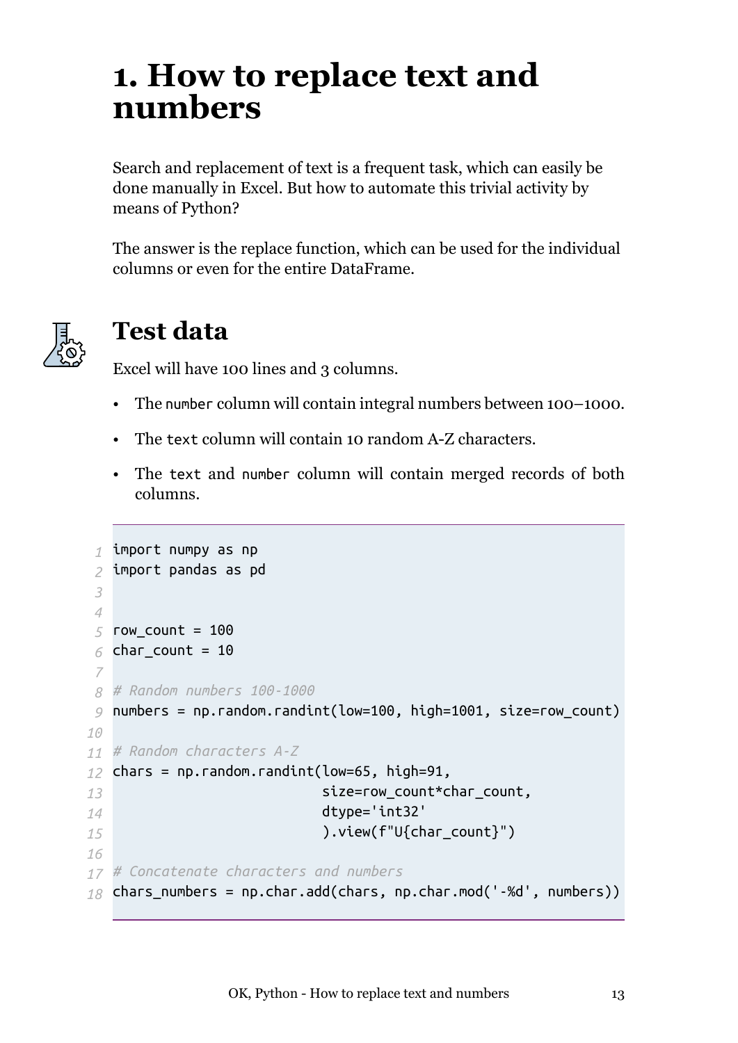# 1. How to replace text and numbers

Search and replacement of text is a frequent task, which can easily be done manually in Excel. But how to automate this trivial activity by means of Python?

The answer is the replace function, which can be used for the individual columns or even for the entire DataFrame.

## Test data

Excel will have 100 lines and 3 columns.

- The `number` column will contain integral numbers between 100–1000.
- The `text` column will contain 10 random A-Z characters.
- The `text` and `number` column will contain merged records of both columns.

```python
import numpy as np
import pandas as pd


row_count = 100
char_count = 10

# Random numbers 100-1000
numbers = np.random.randint(low=100, high=1001, size=row_count)

# Random characters A-Z
chars = np.random.randint(low=65, high=91,
                          size=row_count*char_count,
                          dtype='int32'
                          ).view(f"U{char_count}")

# Concatenate characters and numbers
chars_numbers = np.char.add(chars, np.char.mod('-%d', numbers))
```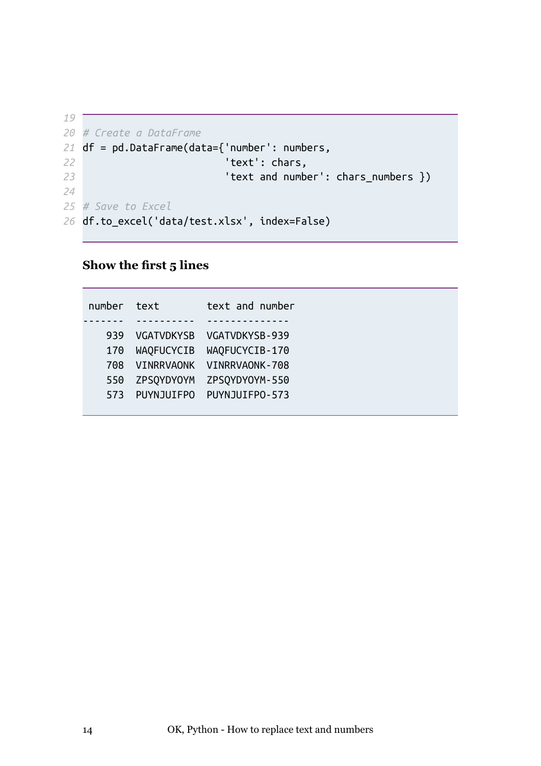```
# Create a DataFrame
df = pd.DataFrame(data={'number': numbers,
                        'text': chars,
                        'text and number': chars_numbers })

# Save to Excel
df.to_excel('data/test.xlsx', index=False)
```

**Show the first 5 lines**

```
 number  text        text and number
-------  ----------  --------------
    939  VGATVDKYSB  VGATVDKYSB-939
    170  WAQFUCYCIB  WAQFUCYCIB-170
    708  VINRRVAONK  VINRRVAONK-708
    550  ZPSQYDYOYM  ZPSQYDYOYM-550
    573  PUYNJUIFPO  PUYNJUIFPO-573
```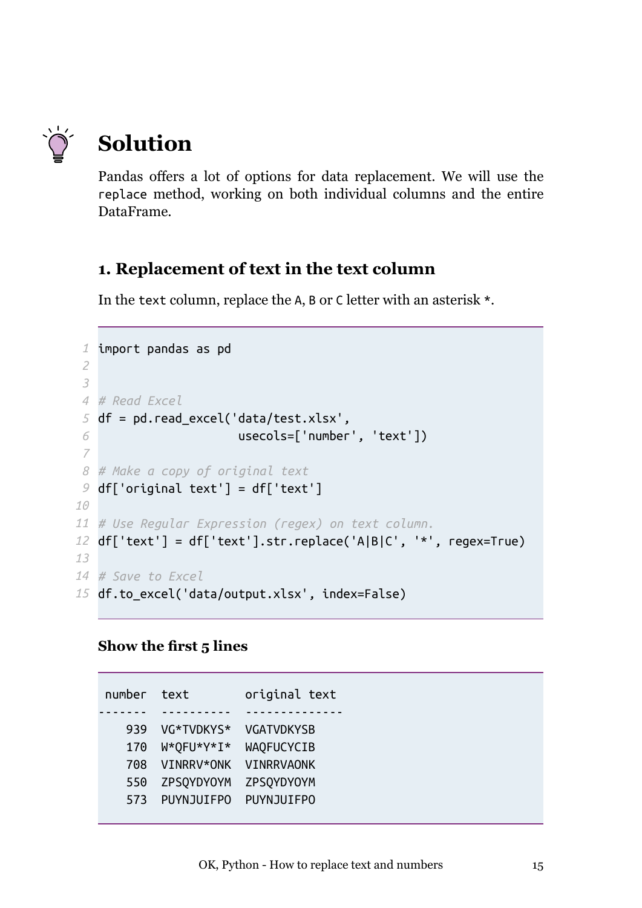# Solution

Pandas offers a lot of options for data replacement. We will use the `replace` method, working on both individual columns and the entire DataFrame.

## 1. Replacement of text in the text column

In the `text` column, replace the `A`, `B` or `C` letter with an asterisk `*`.

```
import pandas as pd


# Read Excel
df = pd.read_excel('data/test.xlsx',
                   usecols=['number', 'text'])

# Make a copy of original text
df['original text'] = df['text']

# Use Regular Expression (regex) on text column.
df['text'] = df['text'].str.replace('A|B|C', '*', regex=True)

# Save to Excel
df.to_excel('data/output.xlsx', index=False)
```

### Show the first 5 lines

```
 number  text        original text
-------  ----------  --------------
    939  VG*TVDKYS*  VGATVDKYSB
    170  W*QFU*Y*I*  WAQFUCYCIB
    708  VINRRV*ONK  VINRRVAONK
    550  ZPSQYDYOYM  ZPSQYDYOYM
    573  PUYNJUIFPO  PUYNJUIFPO
```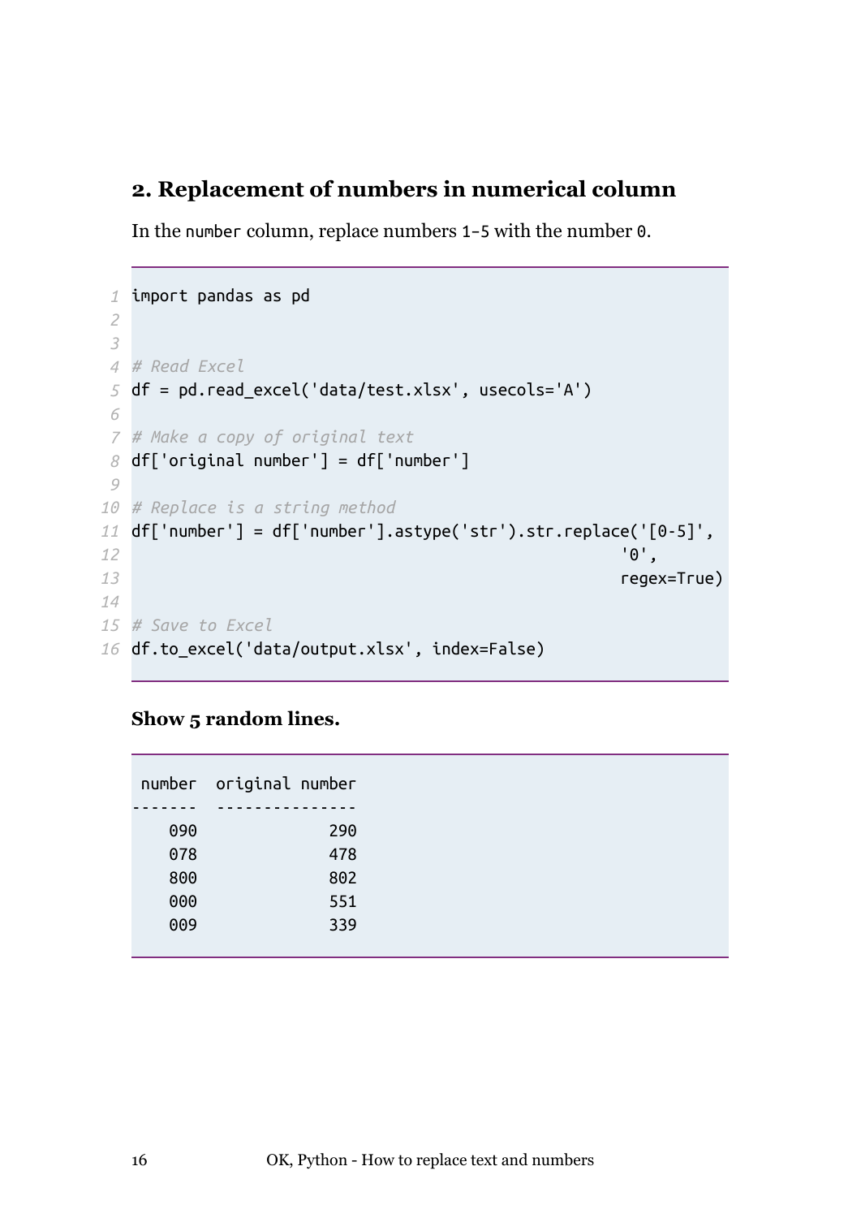## 2. Replacement of numbers in numerical column

In the `number` column, replace numbers `1-5` with the number `0`.

```
import pandas as pd


# Read Excel
df = pd.read_excel('data/test.xlsx', usecols='A')

# Make a copy of original text
df['original number'] = df['number']

# Replace is a string method
df['number'] = df['number'].astype('str').str.replace('[0-5]',
                                                       '0',
                                                       regex=True)

# Save to Excel
df.to_excel('data/output.xlsx', index=False)
```

**Show 5 random lines.**

```
 number  original number
-------  ---------------
    090              290
    078              478
    800              802
    000              551
    009              339
```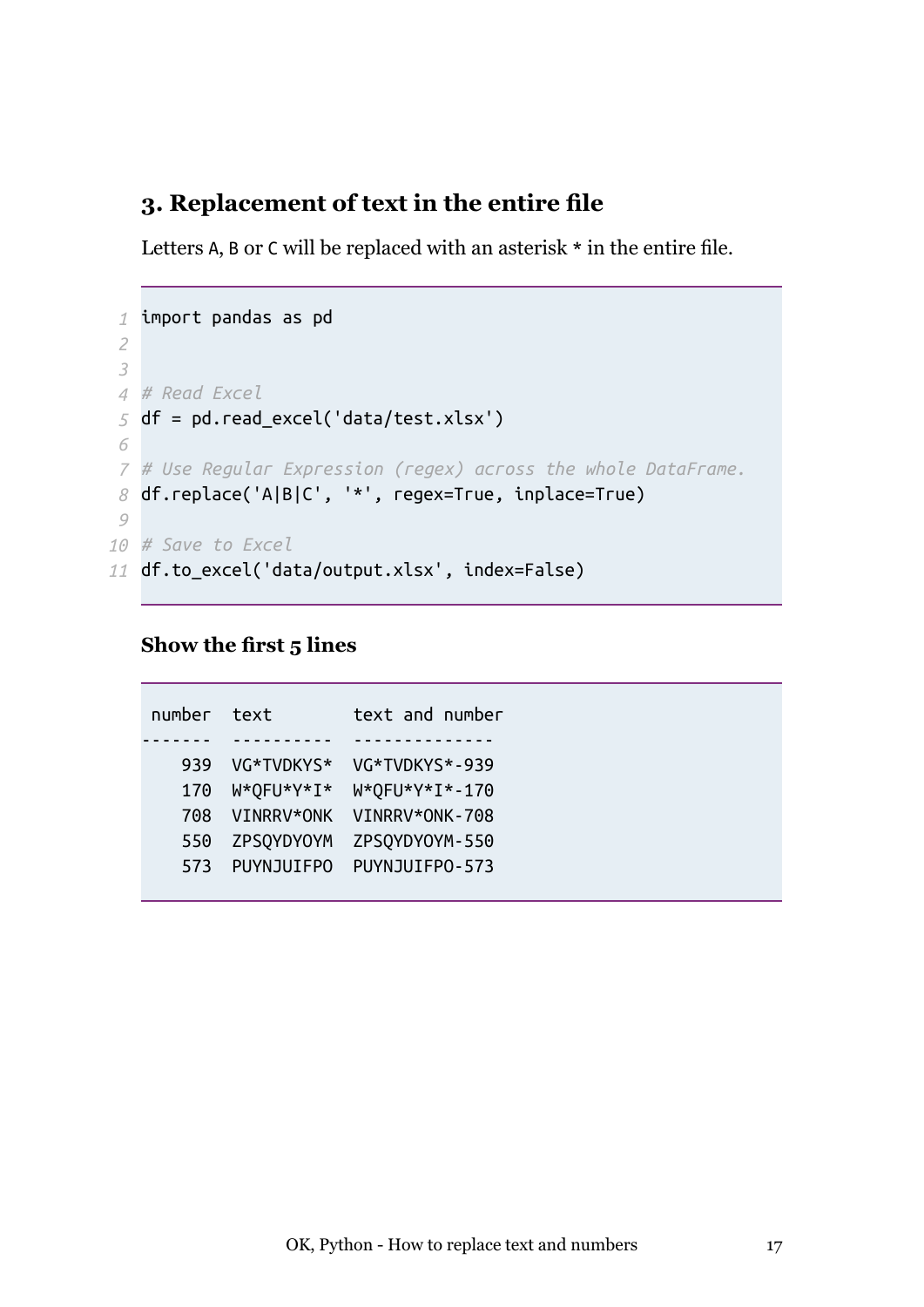## 3. Replacement of text in the entire file

Letters `A`, `B` or `C` will be replaced with an asterisk `*` in the entire file.

```python
import pandas as pd


# Read Excel
df = pd.read_excel('data/test.xlsx')

# Use Regular Expression (regex) across the whole DataFrame.
df.replace('A|B|C', '*', regex=True, inplace=True)

# Save to Excel
df.to_excel('data/output.xlsx', index=False)
```

### Show the first 5 lines

```
 number  text        text and number
-------  ----------  --------------
    939  VG*TVDKYS*  VG*TVDKYS*-939
    170  W*QFU*Y*I*  W*QFU*Y*I*-170
    708  VINRRV*ONK  VINRRV*ONK-708
    550  ZPSQYDYOYM  ZPSQYDYOYM-550
    573  PUYNJUIFPO  PUYNJUIFPO-573
```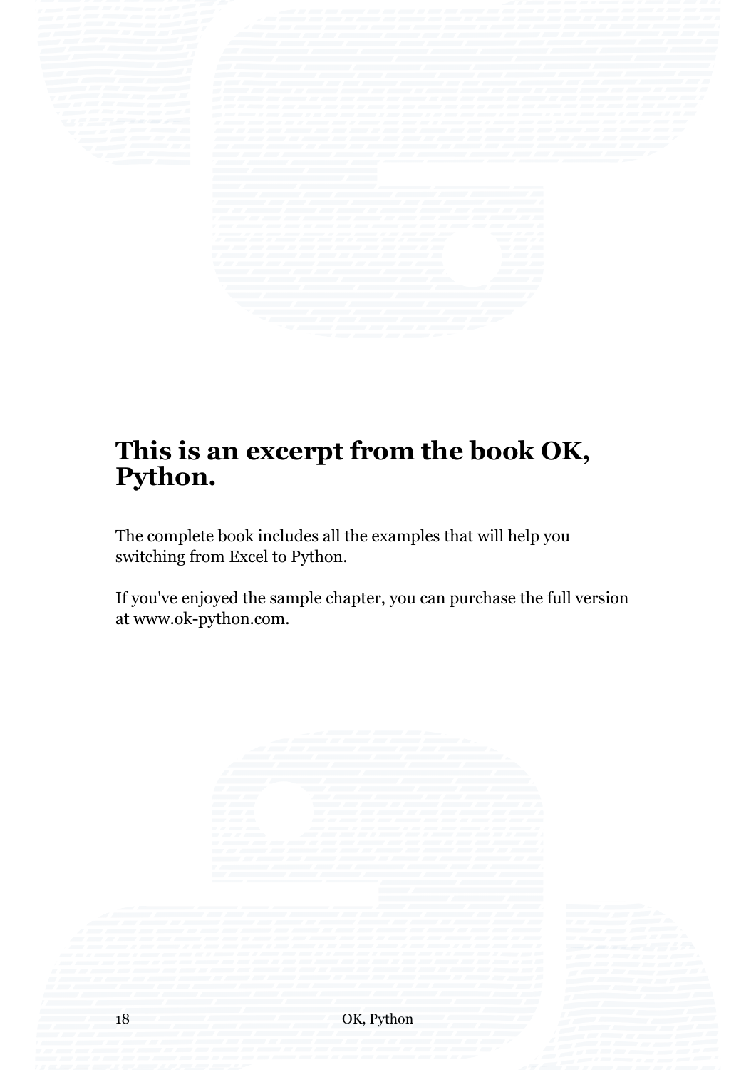## This is an excerpt from the book OK, Python.

The complete book includes all the examples that will help you switching from Excel to Python.

If you've enjoyed the sample chapter, you can purchase the full version at www.ok-python.com.